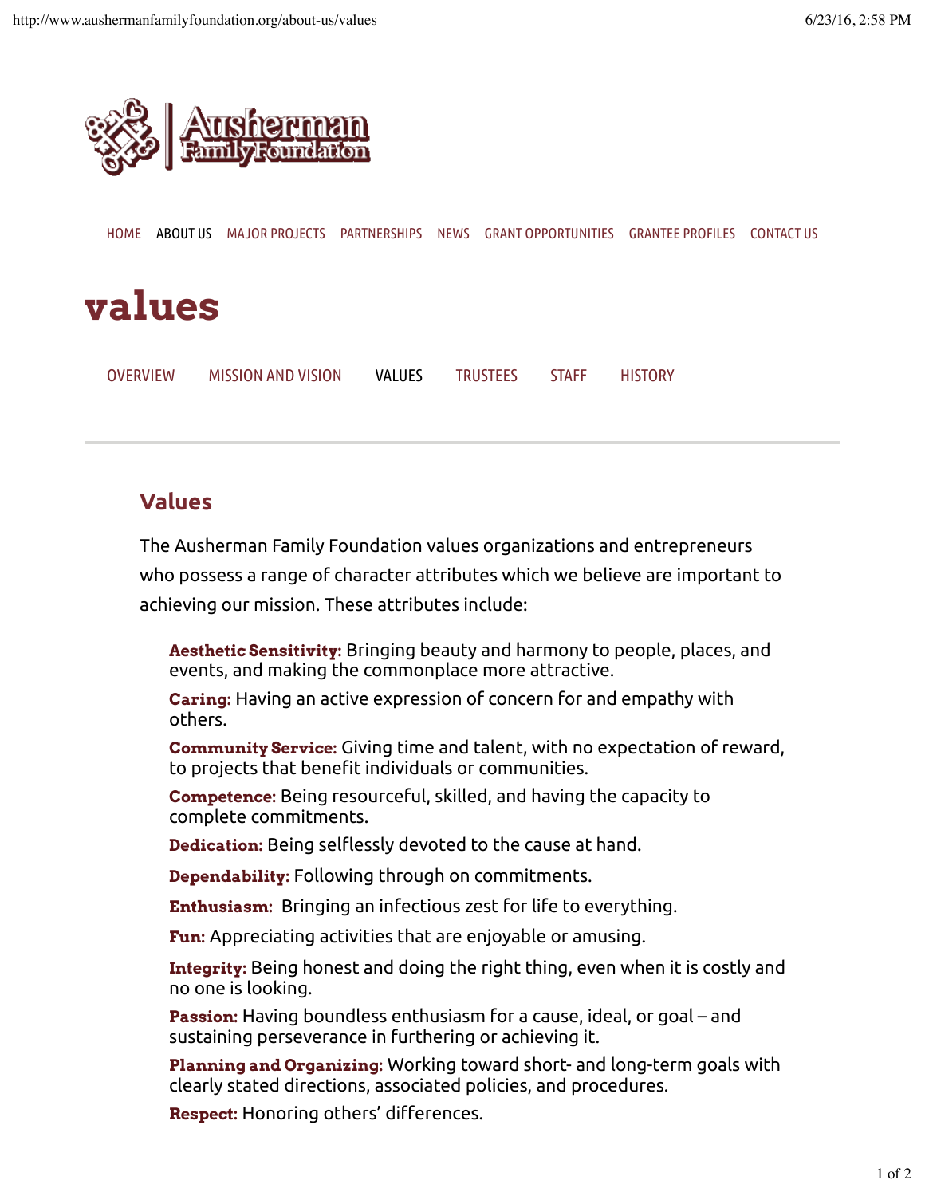Ausherman Family Foundation

HOME ABOUT US MAJOR PROJECTS PARTNERSHIPS NEWS GRANT OPPORTUNITIES GRANTEE PROFILES CONTACT US

# values

OVERVIEW MISSION AND VISION VALUES TRUSTEES STAFF HISTORY

## Values

The Ausherman Family Foundation values organizations and entrepreneurs who possess a range of character attributes which we believe are important to achieving our mission. These attributes include:

**Aesthetic Sensitivity:** Bringing beauty and harmony to people, places, and events, and making the commonplace more attractive.

**Caring:** Having an active expression of concern for and empathy with others.

**Community Service:** Giving time and talent, with no expectation of reward, to projects that benefit individuals or communities.

**Competence:** Being resourceful, skilled, and having the capacity to complete commitments.

**Dedication:** Being selflessly devoted to the cause at hand.

**Dependability:** Following through on commitments.

**Enthusiasm:** Bringing an infectious zest for life to everything.

**Fun:** Appreciating activities that are enjoyable or amusing.

**Integrity:** Being honest and doing the right thing, even when it is costly and no one is looking.

**Passion:** Having boundless enthusiasm for a cause, ideal, or goal – and sustaining perseverance in furthering or achieving it.

**Planning and Organizing:** Working toward short- and long-term goals with clearly stated directions, associated policies, and procedures.

**Respect:** Honoring others' differences.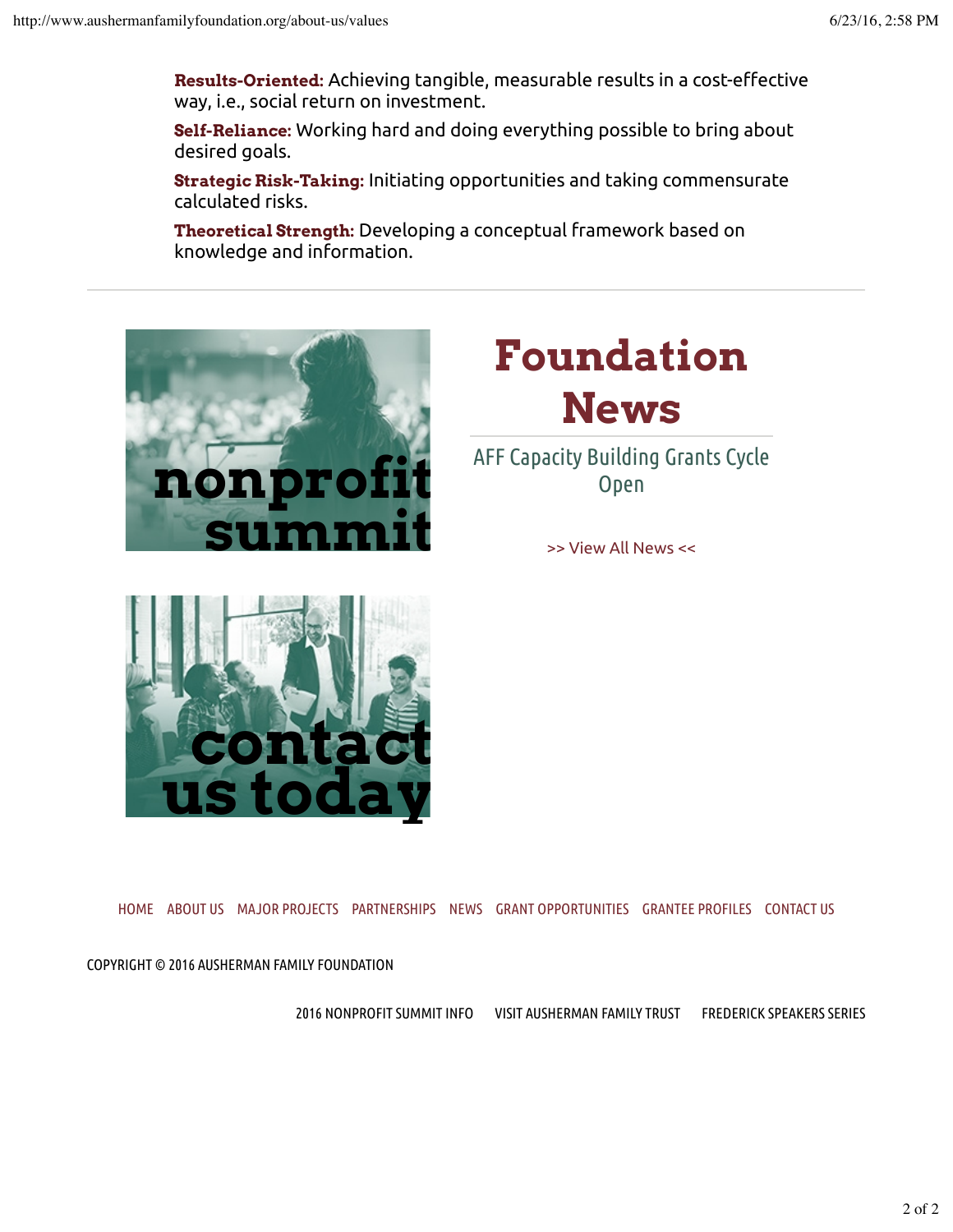**Results-Oriented:** Achieving tangible, measurable results in a cost-effective way, i.e., social return on investment.

**Self-Reliance:** Working hard and doing everything possible to bring about desired goals.

**Strategic Risk-Taking:** Initiating opportunities and taking commensurate calculated risks.

**Theoretical Strength:** Developing a conceptual framework based on knowledge and information.

---

nonprofit summit

# Foundation News

AFF Capacity Building Grants Cycle Open

>> View All News <<

contact us today

HOME ABOUT US MAJOR PROJECTS PARTNERSHIPS NEWS GRANT OPPORTUNITIES GRANTEE PROFILES CONTACT US

COPYRIGHT © 2016 AUSHERMAN FAMILY FOUNDATION

2016 NONPROFIT SUMMIT INFO VISIT AUSHERMAN FAMILY TRUST FREDERICK SPEAKERS SERIES